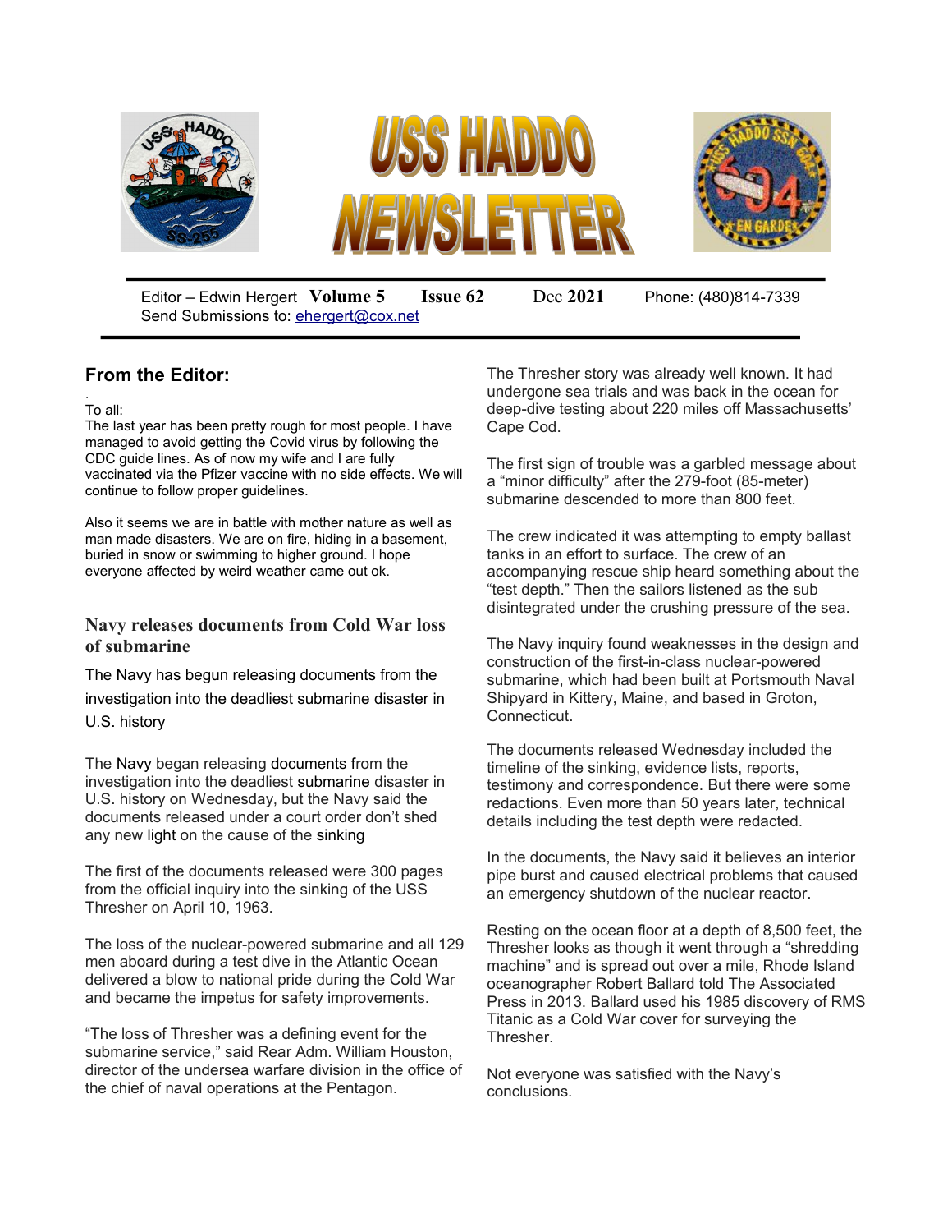# USS HADDO NEWSLETTER

Editor – Edwin Hergert **Volume 5** **Issue 62** Dec **2021** Phone: (480)814-7339
Send Submissions to: ehergert@cox.net

## From the Editor:

.
To all:
The last year has been pretty rough for most people. I have managed to avoid getting the Covid virus by following the CDC guide lines. As of now my wife and I are fully vaccinated via the Pfizer vaccine with no side effects. We will continue to follow proper guidelines.

Also it seems we are in battle with mother nature as well as man made disasters. We are on fire, hiding in a basement, buried in snow or swimming to higher ground. I hope everyone affected by weird weather came out ok.

### Navy releases documents from Cold War loss of submarine

The Navy has begun releasing documents from the investigation into the deadliest submarine disaster in U.S. history

The Navy began releasing documents from the investigation into the deadliest submarine disaster in U.S. history on Wednesday, but the Navy said the documents released under a court order don't shed any new light on the cause of the sinking

The first of the documents released were 300 pages from the official inquiry into the sinking of the USS Thresher on April 10, 1963.

The loss of the nuclear-powered submarine and all 129 men aboard during a test dive in the Atlantic Ocean delivered a blow to national pride during the Cold War and became the impetus for safety improvements.

"The loss of Thresher was a defining event for the submarine service," said Rear Adm. William Houston, director of the undersea warfare division in the office of the chief of naval operations at the Pentagon.

The Thresher story was already well known. It had undergone sea trials and was back in the ocean for deep-dive testing about 220 miles off Massachusetts' Cape Cod.

The first sign of trouble was a garbled message about a "minor difficulty" after the 279-foot (85-meter) submarine descended to more than 800 feet.

The crew indicated it was attempting to empty ballast tanks in an effort to surface. The crew of an accompanying rescue ship heard something about the "test depth." Then the sailors listened as the sub disintegrated under the crushing pressure of the sea.

The Navy inquiry found weaknesses in the design and construction of the first-in-class nuclear-powered submarine, which had been built at Portsmouth Naval Shipyard in Kittery, Maine, and based in Groton, Connecticut.

The documents released Wednesday included the timeline of the sinking, evidence lists, reports, testimony and correspondence. But there were some redactions. Even more than 50 years later, technical details including the test depth were redacted.

In the documents, the Navy said it believes an interior pipe burst and caused electrical problems that caused an emergency shutdown of the nuclear reactor.

Resting on the ocean floor at a depth of 8,500 feet, the Thresher looks as though it went through a "shredding machine" and is spread out over a mile, Rhode Island oceanographer Robert Ballard told The Associated Press in 2013. Ballard used his 1985 discovery of RMS Titanic as a Cold War cover for surveying the Thresher.

Not everyone was satisfied with the Navy's conclusions.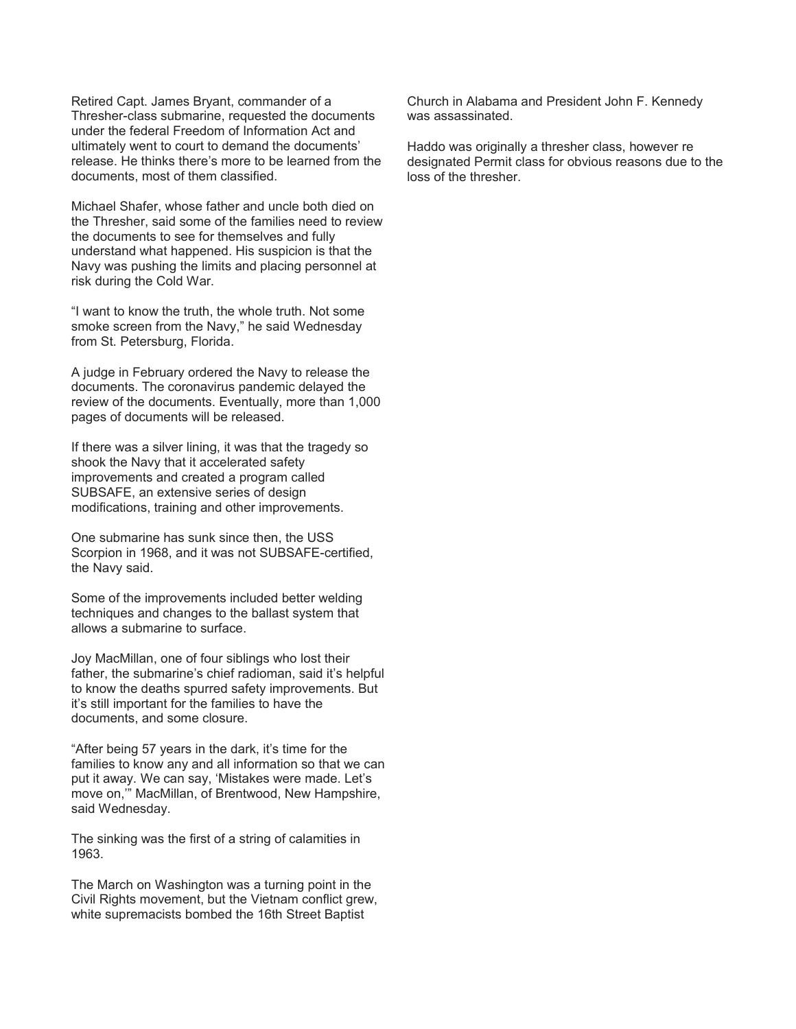Retired Capt. James Bryant, commander of a Thresher-class submarine, requested the documents under the federal Freedom of Information Act and ultimately went to court to demand the documents' release. He thinks there's more to be learned from the documents, most of them classified.

Michael Shafer, whose father and uncle both died on the Thresher, said some of the families need to review the documents to see for themselves and fully understand what happened. His suspicion is that the Navy was pushing the limits and placing personnel at risk during the Cold War.

"I want to know the truth, the whole truth. Not some smoke screen from the Navy," he said Wednesday from St. Petersburg, Florida.

A judge in February ordered the Navy to release the documents. The coronavirus pandemic delayed the review of the documents. Eventually, more than 1,000 pages of documents will be released.

If there was a silver lining, it was that the tragedy so shook the Navy that it accelerated safety improvements and created a program called SUBSAFE, an extensive series of design modifications, training and other improvements.

One submarine has sunk since then, the USS Scorpion in 1968, and it was not SUBSAFE-certified, the Navy said.

Some of the improvements included better welding techniques and changes to the ballast system that allows a submarine to surface.

Joy MacMillan, one of four siblings who lost their father, the submarine's chief radioman, said it's helpful to know the deaths spurred safety improvements. But it's still important for the families to have the documents, and some closure.

"After being 57 years in the dark, it's time for the families to know any and all information so that we can put it away. We can say, 'Mistakes were made. Let's move on,'" MacMillan, of Brentwood, New Hampshire, said Wednesday.

The sinking was the first of a string of calamities in 1963.

The March on Washington was a turning point in the Civil Rights movement, but the Vietnam conflict grew, white supremacists bombed the 16th Street Baptist Church in Alabama and President John F. Kennedy was assassinated.

Haddo was originally a thresher class, however re designated Permit class for obvious reasons due to the loss of the thresher.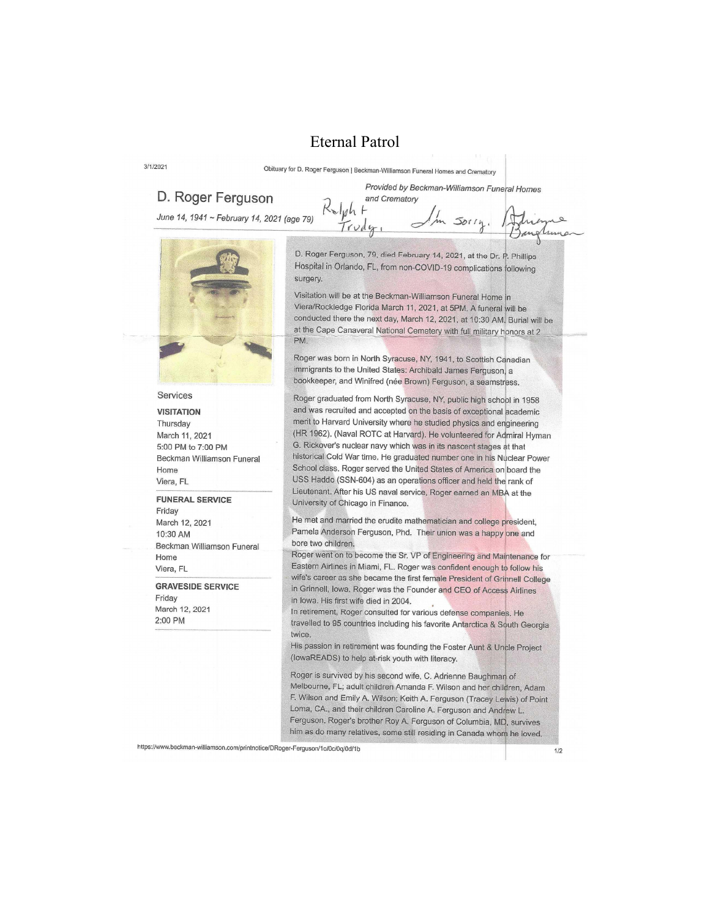# Eternal Patrol

3/1/2021 Obituary for D. Roger Ferguson | Beckman-Williamson Funeral Homes and Crematory

## D. Roger Ferguson

*Provided by Beckman-Williamson Funeral Homes and Crematory*

*June 14, 1941 ~ February 14, 2021 (age 79)*

Ralph + Trudy, I'm sorry. Adrienne Baughman

D. Roger Ferguson, 79, died February 14, 2021, at the Dr. P. Phillips Hospital in Orlando, FL, from non-COVID-19 complications following surgery.

Visitation will be at the Beckman-Williamson Funeral Home in Viera/Rockledge Florida March 11, 2021, at 5PM. A funeral will be conducted there the next day, March 12, 2021, at 10:30 AM. Burial will be at the Cape Canaveral National Cemetery with full military honors at 2 PM.

Roger was born in North Syracuse, NY, 1941, to Scottish Canadian immigrants to the United States: Archibald James Ferguson, a bookkeeper, and Winifred (née Brown) Ferguson, a seamstress.

Roger graduated from North Syracuse, NY, public high school in 1958 and was recruited and accepted on the basis of exceptional academic merit to Harvard University where he studied physics and engineering (HR 1962). (Naval ROTC at Harvard). He volunteered for Admiral Hyman G. Rickover's nuclear navy which was in its nascent stages at that historical Cold War time. He graduated number one in his Nuclear Power School class. Roger served the United States of America on board the USS Haddo (SSN-604) as an operations officer and held the rank of Lieutenant. After his US naval service, Roger earned an MBA at the University of Chicago in Finance.

He met and married the erudite mathematician and college president, Pamela Anderson Ferguson, Phd. Their union was a happy one and bore two children.

Roger went on to become the Sr. VP of Engineering and Maintenance for Eastern Airlines in Miami, FL. Roger was confident enough to follow his wife's career as she became the first female President of Grinnell College in Grinnell, Iowa. Roger was the Founder and CEO of Access Airlines in Iowa. His first wife died in 2004.

In retirement, Roger consulted for various defense companies. He travelled to 95 countries including his favorite Antarctica & South Georgia twice.

His passion in retirement was founding the Foster Aunt & Uncle Project (IowaREADS) to help at-risk youth with literacy.

Roger is survived by his second wife, C. Adrienne Baughman of Melbourne, FL; adult children Amanda F. Wilson and her children, Adam F. Wilson and Emily A. Wilson; Keith A. Ferguson (Tracey Lewis) of Point Loma, CA., and their children Caroline A. Ferguson and Andrew L. Ferguson. Roger's brother Roy A. Ferguson of Columbia, MD, survives him as do many relatives, some still residing in Canada whom he loved.

### Services

**VISITATION**
Thursday
March 11, 2021
5:00 PM to 7:00 PM
Beckman Williamson Funeral Home
Viera, FL

**FUNERAL SERVICE**
Friday
March 12, 2021
10:30 AM
Beckman Williamson Funeral Home
Viera, FL

**GRAVESIDE SERVICE**
Friday
March 12, 2021
2:00 PM

https://www.beckman-williamson.com/printnotice/DRoger-Ferguson/1o/0c/0q/0d/1b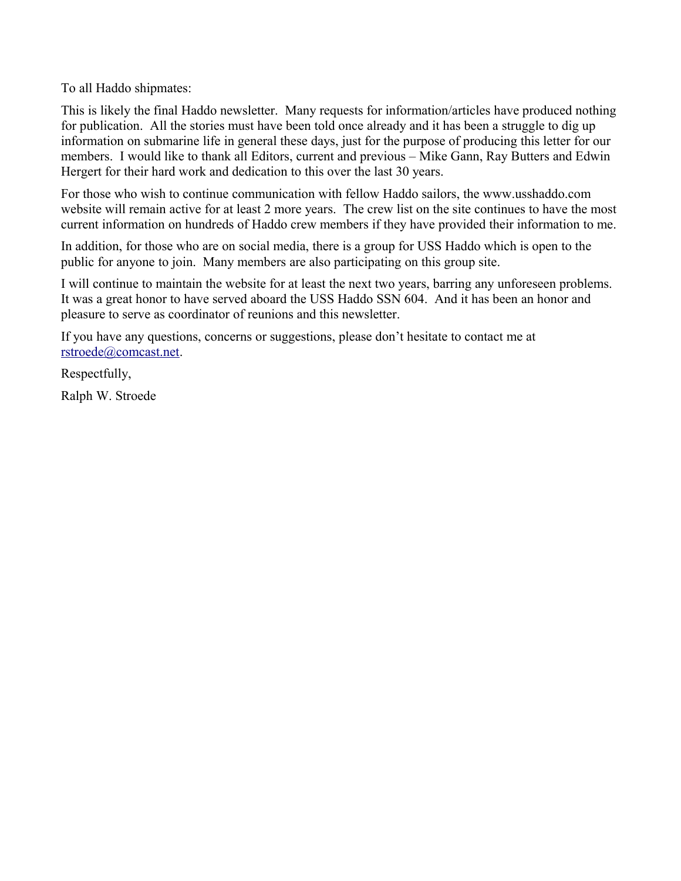To all Haddo shipmates:

This is likely the final Haddo newsletter. Many requests for information/articles have produced nothing for publication. All the stories must have been told once already and it has been a struggle to dig up information on submarine life in general these days, just for the purpose of producing this letter for our members. I would like to thank all Editors, current and previous – Mike Gann, Ray Butters and Edwin Hergert for their hard work and dedication to this over the last 30 years.

For those who wish to continue communication with fellow Haddo sailors, the www.usshaddo.com website will remain active for at least 2 more years. The crew list on the site continues to have the most current information on hundreds of Haddo crew members if they have provided their information to me.

In addition, for those who are on social media, there is a group for USS Haddo which is open to the public for anyone to join. Many members are also participating on this group site.

I will continue to maintain the website for at least the next two years, barring any unforeseen problems. It was a great honor to have served aboard the USS Haddo SSN 604. And it has been an honor and pleasure to serve as coordinator of reunions and this newsletter.

If you have any questions, concerns or suggestions, please don't hesitate to contact me at rstroede@comcast.net.

Respectfully,

Ralph W. Stroede